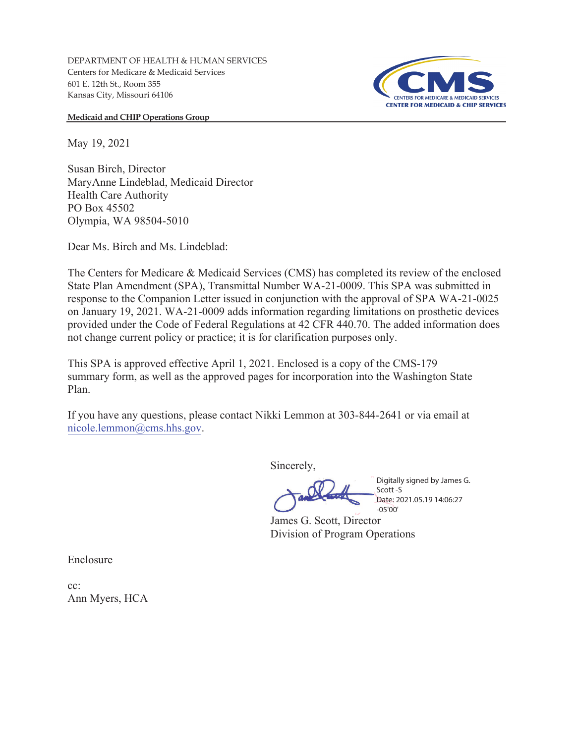DEPARTMENT OF HEALTH & HUMAN SERVICES
Centers for Medicare & Medicaid Services
601 E. 12th St., Room 355
Kansas City, Missouri 64106

CMS
CENTERS FOR MEDICARE & MEDICAID SERVICES
CENTER FOR MEDICAID & CHIP SERVICES

**Medicaid and CHIP Operations Group**

May 19, 2021

Susan Birch, Director
MaryAnne Lindeblad, Medicaid Director
Health Care Authority
PO Box 45502
Olympia, WA 98504-5010

Dear Ms. Birch and Ms. Lindeblad:

The Centers for Medicare & Medicaid Services (CMS) has completed its review of the enclosed State Plan Amendment (SPA), Transmittal Number WA-21-0009. This SPA was submitted in response to the Companion Letter issued in conjunction with the approval of SPA WA-21-0025 on January 19, 2021. WA-21-0009 adds information regarding limitations on prosthetic devices provided under the Code of Federal Regulations at 42 CFR 440.70. The added information does not change current policy or practice; it is for clarification purposes only.

This SPA is approved effective April 1, 2021. Enclosed is a copy of the CMS-179 summary form, as well as the approved pages for incorporation into the Washington State Plan.

If you have any questions, please contact Nikki Lemmon at 303-844-2641 or via email at nicole.lemmon@cms.hhs.gov.

Sincerely,

Digitally signed by James G. Scott -S
Date: 2021.05.19 14:06:27 -05'00'

James G. Scott, Director
Division of Program Operations

Enclosure

cc:
Ann Myers, HCA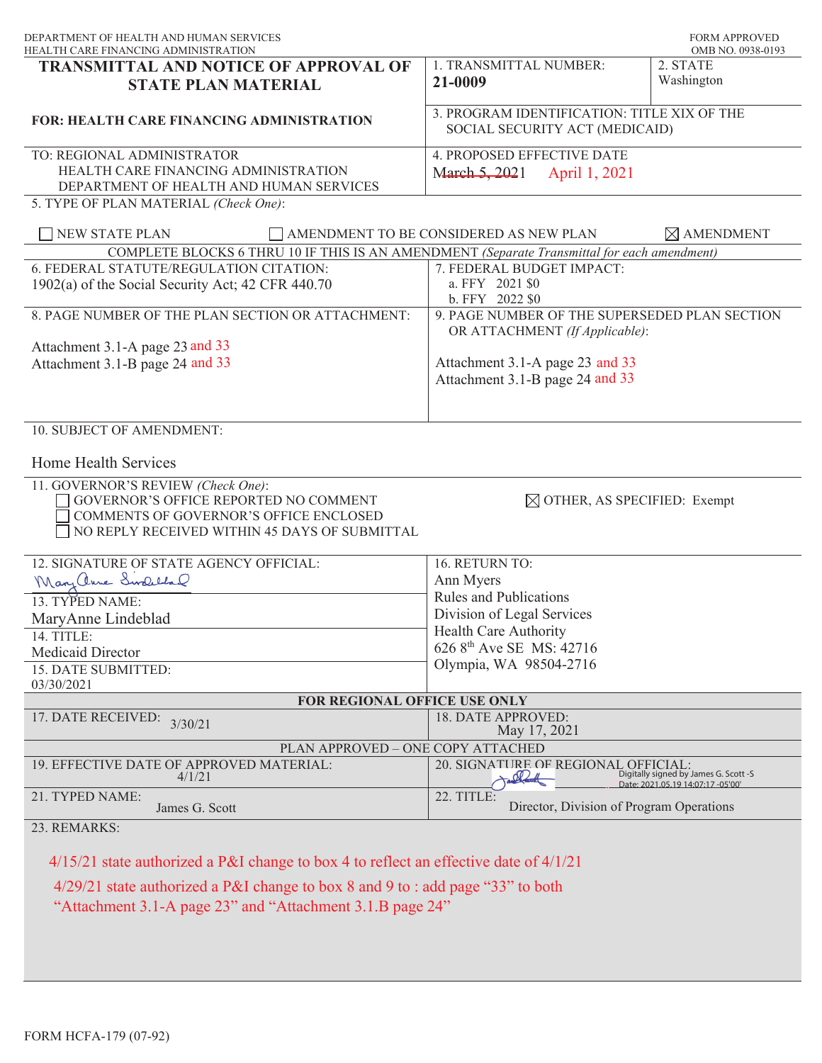DEPARTMENT OF HEALTH AND HUMAN SERVICES
HEALTH CARE FINANCING ADMINISTRATION

FORM APPROVED
OMB NO. 0938-0193

# TRANSMITTAL AND NOTICE OF APPROVAL OF STATE PLAN MATERIAL

**FOR: HEALTH CARE FINANCING ADMINISTRATION**

1. TRANSMITTAL NUMBER: **21-0009**

2. STATE: Washington

3. PROGRAM IDENTIFICATION: TITLE XIX OF THE SOCIAL SECURITY ACT (MEDICAID)

TO: REGIONAL ADMINISTRATOR
HEALTH CARE FINANCING ADMINISTRATION
DEPARTMENT OF HEALTH AND HUMAN SERVICES

4. PROPOSED EFFECTIVE DATE: ~~March 5, 2021~~ April 1, 2021

5. TYPE OF PLAN MATERIAL *(Check One)*:

☐ NEW STATE PLAN ☐ AMENDMENT TO BE CONSIDERED AS NEW PLAN ☒ AMENDMENT

COMPLETE BLOCKS 6 THRU 10 IF THIS IS AN AMENDMENT *(Separate Transmittal for each amendment)*

6. FEDERAL STATUTE/REGULATION CITATION:
1902(a) of the Social Security Act; 42 CFR 440.70

7. FEDERAL BUDGET IMPACT:
a. FFY 2021 $0
b. FFY 2022 $0

8. PAGE NUMBER OF THE PLAN SECTION OR ATTACHMENT:

Attachment 3.1-A page 23 and 33
Attachment 3.1-B page 24 and 33

9. PAGE NUMBER OF THE SUPERSEDED PLAN SECTION OR ATTACHMENT *(If Applicable)*:

Attachment 3.1-A page 23 and 33
Attachment 3.1-B page 24 and 33

10. SUBJECT OF AMENDMENT:

Home Health Services

11. GOVERNOR'S REVIEW *(Check One)*:
☐ GOVERNOR'S OFFICE REPORTED NO COMMENT
☐ COMMENTS OF GOVERNOR'S OFFICE ENCLOSED
☐ NO REPLY RECEIVED WITHIN 45 DAYS OF SUBMITTAL
☒ OTHER, AS SPECIFIED: Exempt

12. SIGNATURE OF STATE AGENCY OFFICIAL: MaryAnne Lindeblad

13. TYPED NAME: MaryAnne Lindeblad

14. TITLE: Medicaid Director

15. DATE SUBMITTED: 03/30/2021

16. RETURN TO:
Ann Myers
Rules and Publications
Division of Legal Services
Health Care Authority
626 8th Ave SE MS: 42716
Olympia, WA 98504-2716

**FOR REGIONAL OFFICE USE ONLY**

17. DATE RECEIVED: 3/30/21

18. DATE APPROVED: May 17, 2021

PLAN APPROVED – ONE COPY ATTACHED

19. EFFECTIVE DATE OF APPROVED MATERIAL: 4/1/21

20. SIGNATURE OF REGIONAL OFFICIAL: Digitally signed by James G. Scott -S Date: 2021.05.19 14:07:17 -05'00'

21. TYPED NAME: James G. Scott

22. TITLE: Director, Division of Program Operations

23. REMARKS:

4/15/21 state authorized a P&I change to box 4 to reflect an effective date of 4/1/21

4/29/21 state authorized a P&I change to box 8 and 9 to : add page "33" to both "Attachment 3.1-A page 23" and "Attachment 3.1.B page 24"

FORM HCFA-179 (07-92)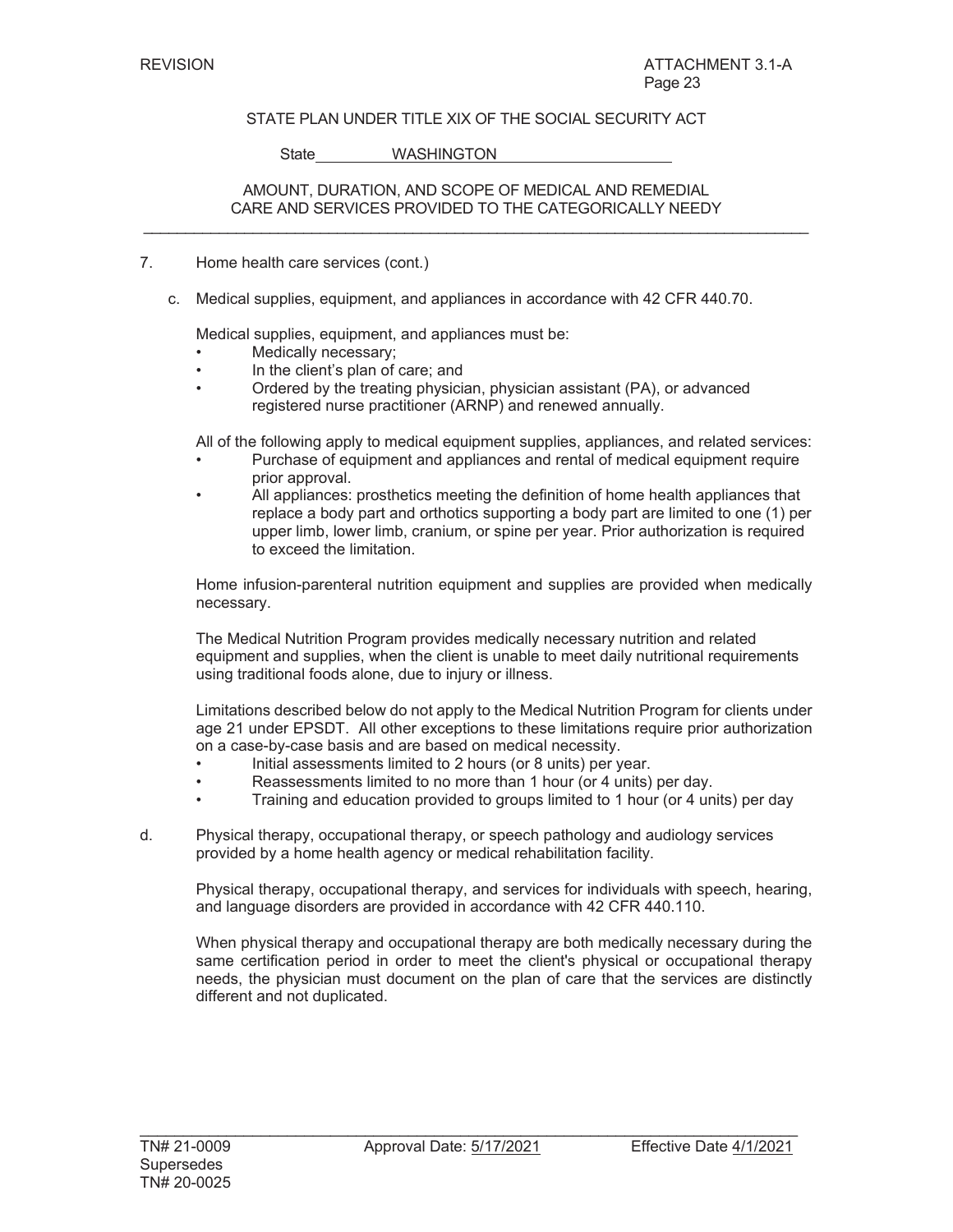STATE PLAN UNDER TITLE XIX OF THE SOCIAL SECURITY ACT

State WASHINGTON

AMOUNT, DURATION, AND SCOPE OF MEDICAL AND REMEDIAL CARE AND SERVICES PROVIDED TO THE CATEGORICALLY NEEDY

7. Home health care services (cont.)

c. Medical supplies, equipment, and appliances in accordance with 42 CFR 440.70.

Medical supplies, equipment, and appliances must be:

- Medically necessary;
- In the client's plan of care; and
- Ordered by the treating physician, physician assistant (PA), or advanced registered nurse practitioner (ARNP) and renewed annually.

All of the following apply to medical equipment supplies, appliances, and related services:

- Purchase of equipment and appliances and rental of medical equipment require prior approval.
- All appliances: prosthetics meeting the definition of home health appliances that replace a body part and orthotics supporting a body part are limited to one (1) per upper limb, lower limb, cranium, or spine per year. Prior authorization is required to exceed the limitation.

Home infusion-parenteral nutrition equipment and supplies are provided when medically necessary.

The Medical Nutrition Program provides medically necessary nutrition and related equipment and supplies, when the client is unable to meet daily nutritional requirements using traditional foods alone, due to injury or illness.

Limitations described below do not apply to the Medical Nutrition Program for clients under age 21 under EPSDT. All other exceptions to these limitations require prior authorization on a case-by-case basis and are based on medical necessity.

- Initial assessments limited to 2 hours (or 8 units) per year.
- Reassessments limited to no more than 1 hour (or 4 units) per day.
- Training and education provided to groups limited to 1 hour (or 4 units) per day

d. Physical therapy, occupational therapy, or speech pathology and audiology services provided by a home health agency or medical rehabilitation facility.

Physical therapy, occupational therapy, and services for individuals with speech, hearing, and language disorders are provided in accordance with 42 CFR 440.110.

When physical therapy and occupational therapy are both medically necessary during the same certification period in order to meet the client's physical or occupational therapy needs, the physician must document on the plan of care that the services are distinctly different and not duplicated.

TN# 21-0009 Approval Date: 5/17/2021 Effective Date 4/1/2021
Supersedes
TN# 20-0025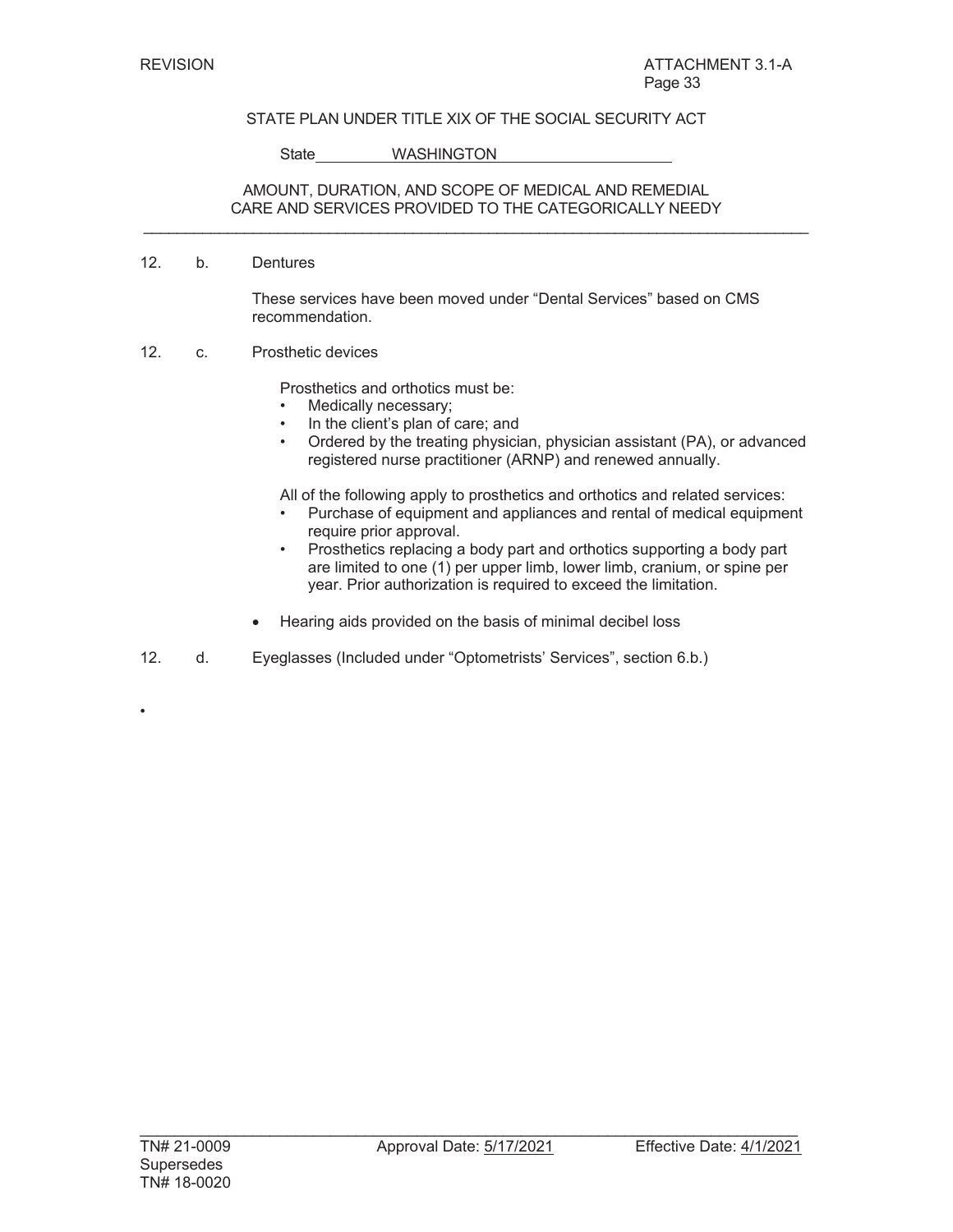REVISION ATTACHMENT 3.1-A

STATE PLAN UNDER TITLE XIX OF THE SOCIAL SECURITY ACT

State WASHINGTON

AMOUNT, DURATION, AND SCOPE OF MEDICAL AND REMEDIAL CARE AND SERVICES PROVIDED TO THE CATEGORICALLY NEEDY

---

12. b. Dentures

These services have been moved under "Dental Services" based on CMS recommendation.

12. c. Prosthetic devices

Prosthetics and orthotics must be:
- Medically necessary;
- In the client's plan of care; and
- Ordered by the treating physician, physician assistant (PA), or advanced registered nurse practitioner (ARNP) and renewed annually.

All of the following apply to prosthetics and orthotics and related services:
- Purchase of equipment and appliances and rental of medical equipment require prior approval.
- Prosthetics replacing a body part and orthotics supporting a body part are limited to one (1) per upper limb, lower limb, cranium, or spine per year. Prior authorization is required to exceed the limitation.

- Hearing aids provided on the basis of minimal decibel loss

12. d. Eyeglasses (Included under "Optometrists' Services", section 6.b.)

TN# 21-0009 Approval Date: 5/17/2021 Effective Date: 4/1/2021
Supersedes
TN# 18-0020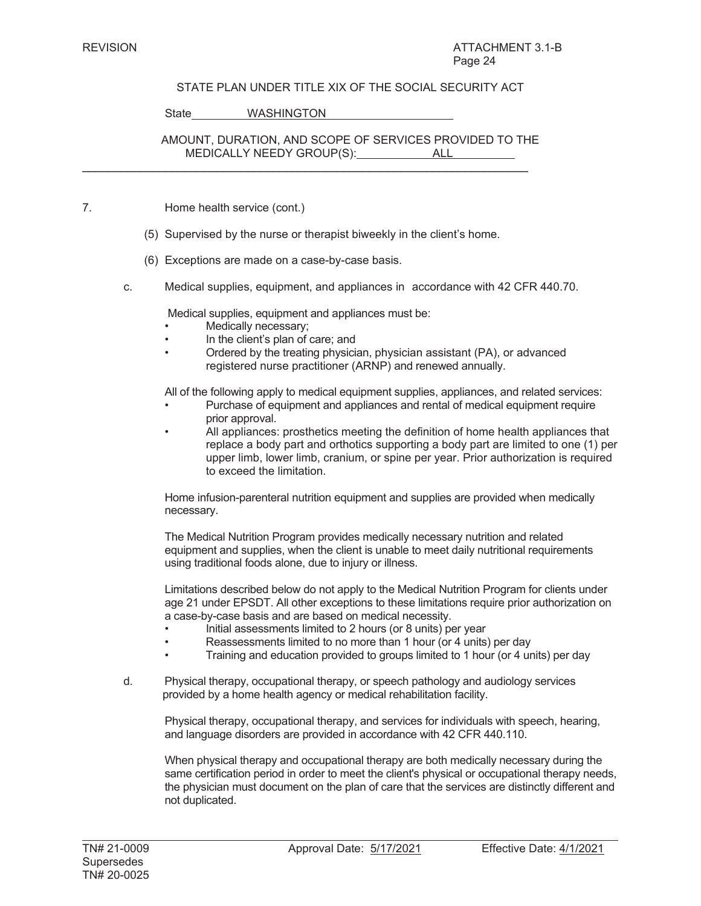STATE PLAN UNDER TITLE XIX OF THE SOCIAL SECURITY ACT

State WASHINGTON

AMOUNT, DURATION, AND SCOPE OF SERVICES PROVIDED TO THE MEDICALLY NEEDY GROUP(S): ALL

---

7. Home health service (cont.)

   (5) Supervised by the nurse or therapist biweekly in the client's home.

   (6) Exceptions are made on a case-by-case basis.

   c. Medical supplies, equipment, and appliances in accordance with 42 CFR 440.70.

      Medical supplies, equipment and appliances must be:
      - Medically necessary;
      - In the client's plan of care; and
      - Ordered by the treating physician, physician assistant (PA), or advanced registered nurse practitioner (ARNP) and renewed annually.

      All of the following apply to medical equipment supplies, appliances, and related services:
      - Purchase of equipment and appliances and rental of medical equipment require prior approval.
      - All appliances: prosthetics meeting the definition of home health appliances that replace a body part and orthotics supporting a body part are limited to one (1) per upper limb, lower limb, cranium, or spine per year. Prior authorization is required to exceed the limitation.

      Home infusion-parenteral nutrition equipment and supplies are provided when medically necessary.

      The Medical Nutrition Program provides medically necessary nutrition and related equipment and supplies, when the client is unable to meet daily nutritional requirements using traditional foods alone, due to injury or illness.

      Limitations described below do not apply to the Medical Nutrition Program for clients under age 21 under EPSDT. All other exceptions to these limitations require prior authorization on a case-by-case basis and are based on medical necessity.
      - Initial assessments limited to 2 hours (or 8 units) per year
      - Reassessments limited to no more than 1 hour (or 4 units) per day
      - Training and education provided to groups limited to 1 hour (or 4 units) per day

   d. Physical therapy, occupational therapy, or speech pathology and audiology services provided by a home health agency or medical rehabilitation facility.

      Physical therapy, occupational therapy, and services for individuals with speech, hearing, and language disorders are provided in accordance with 42 CFR 440.110.

      When physical therapy and occupational therapy are both medically necessary during the same certification period in order to meet the client's physical or occupational therapy needs, the physician must document on the plan of care that the services are distinctly different and not duplicated.

TN# 21-0009 Supersedes TN# 20-0025 | Approval Date: 5/17/2021 | Effective Date: 4/1/2021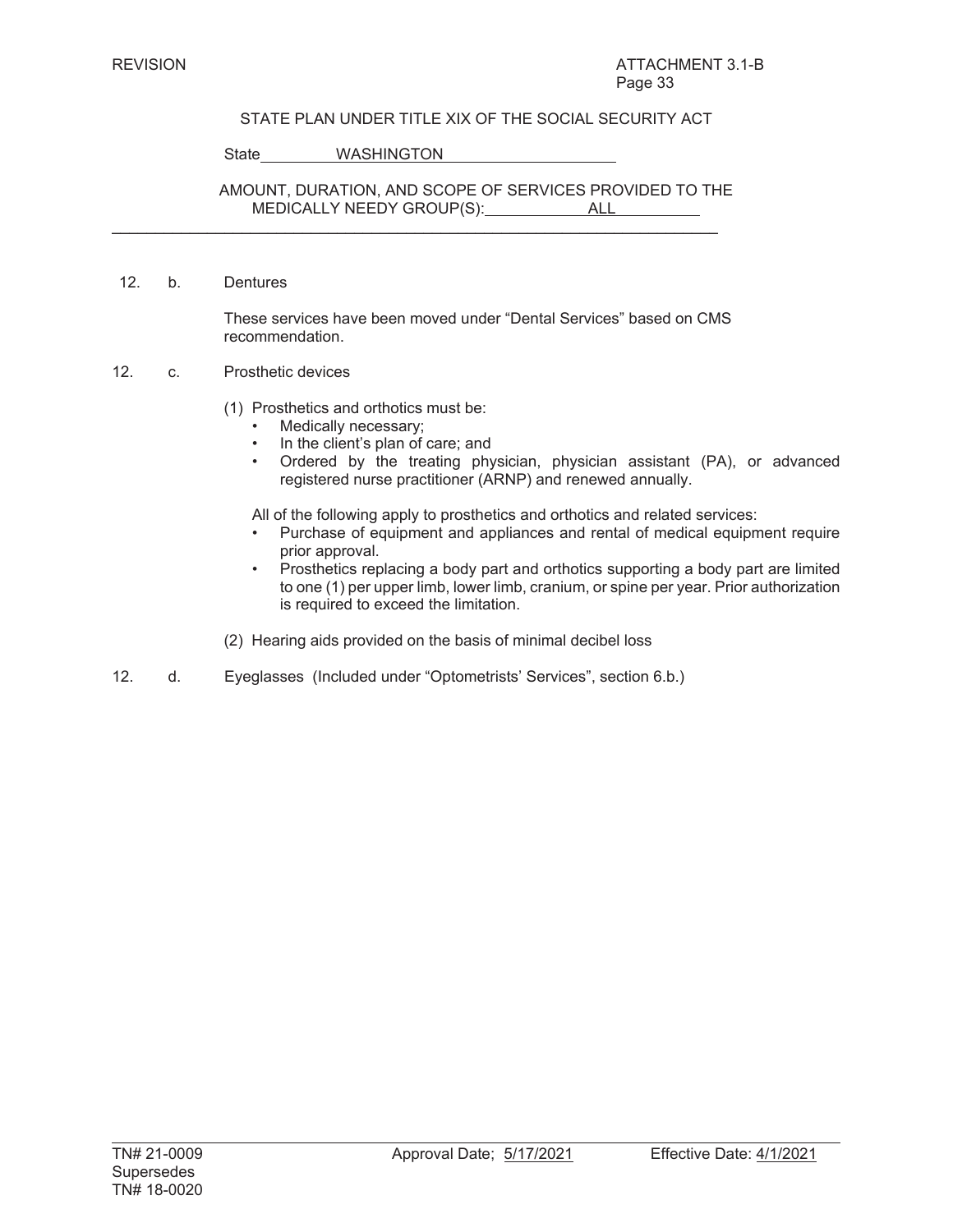REVISION ATTACHMENT 3.1-B

STATE PLAN UNDER TITLE XIX OF THE SOCIAL SECURITY ACT

State WASHINGTON

AMOUNT, DURATION, AND SCOPE OF SERVICES PROVIDED TO THE MEDICALLY NEEDY GROUP(S): ALL

12. b. Dentures

These services have been moved under "Dental Services" based on CMS recommendation.

12. c. Prosthetic devices

(1) Prosthetics and orthotics must be:

- Medically necessary;
- In the client's plan of care; and
- Ordered by the treating physician, physician assistant (PA), or advanced registered nurse practitioner (ARNP) and renewed annually.

All of the following apply to prosthetics and orthotics and related services:

- Purchase of equipment and appliances and rental of medical equipment require prior approval.
- Prosthetics replacing a body part and orthotics supporting a body part are limited to one (1) per upper limb, lower limb, cranium, or spine per year. Prior authorization is required to exceed the limitation.

(2) Hearing aids provided on the basis of minimal decibel loss

12. d. Eyeglasses (Included under "Optometrists' Services", section 6.b.)

TN# 21-0009 Approval Date; 5/17/2021 Effective Date: 4/1/2021
Supersedes
TN# 18-0020